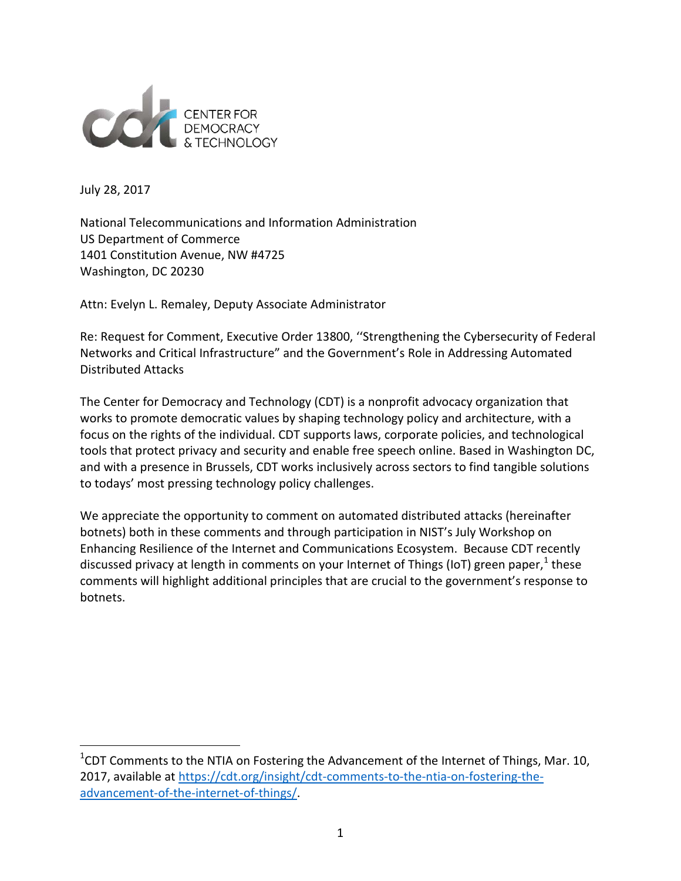CENTER FOR DEMOCRACY & TECHNOLOGY

July 28, 2017

National Telecommunications and Information Administration
US Department of Commerce
1401 Constitution Avenue, NW #4725
Washington, DC 20230

Attn: Evelyn L. Remaley, Deputy Associate Administrator

Re: Request for Comment, Executive Order 13800, ''Strengthening the Cybersecurity of Federal Networks and Critical Infrastructure" and the Government's Role in Addressing Automated Distributed Attacks

The Center for Democracy and Technology (CDT) is a nonprofit advocacy organization that works to promote democratic values by shaping technology policy and architecture, with a focus on the rights of the individual. CDT supports laws, corporate policies, and technological tools that protect privacy and security and enable free speech online. Based in Washington DC, and with a presence in Brussels, CDT works inclusively across sectors to find tangible solutions to todays' most pressing technology policy challenges.

We appreciate the opportunity to comment on automated distributed attacks (hereinafter botnets) both in these comments and through participation in NIST's July Workshop on Enhancing Resilience of the Internet and Communications Ecosystem. Because CDT recently discussed privacy at length in comments on your Internet of Things (IoT) green paper,[1] these comments will highlight additional principles that are crucial to the government's response to botnets.

[1] CDT Comments to the NTIA on Fostering the Advancement of the Internet of Things, Mar. 10, 2017, available at https://cdt.org/insight/cdt-comments-to-the-ntia-on-fostering-the-advancement-of-the-internet-of-things/.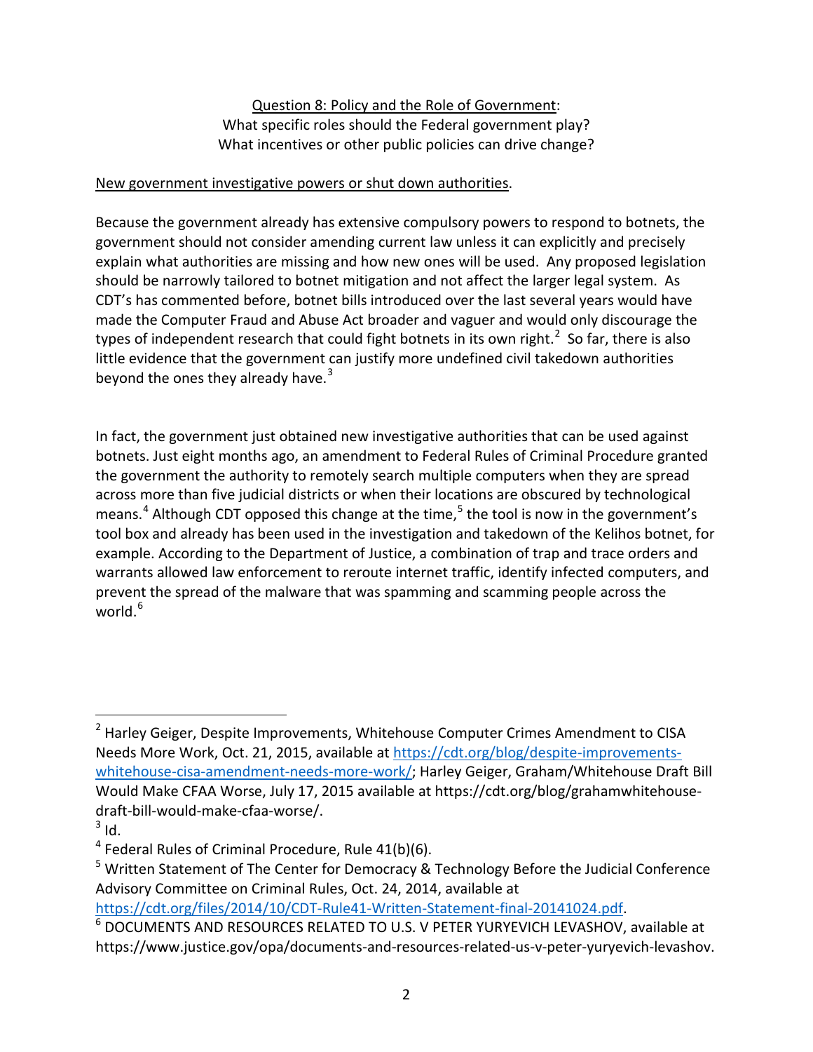Question 8: Policy and the Role of Government:
What specific roles should the Federal government play?
What incentives or other public policies can drive change?

New government investigative powers or shut down authorities.

Because the government already has extensive compulsory powers to respond to botnets, the government should not consider amending current law unless it can explicitly and precisely explain what authorities are missing and how new ones will be used. Any proposed legislation should be narrowly tailored to botnet mitigation and not affect the larger legal system. As CDT's has commented before, botnet bills introduced over the last several years would have made the Computer Fraud and Abuse Act broader and vaguer and would only discourage the types of independent research that could fight botnets in its own right.[2] So far, there is also little evidence that the government can justify more undefined civil takedown authorities beyond the ones they already have.[3]

In fact, the government just obtained new investigative authorities that can be used against botnets. Just eight months ago, an amendment to Federal Rules of Criminal Procedure granted the government the authority to remotely search multiple computers when they are spread across more than five judicial districts or when their locations are obscured by technological means.[4] Although CDT opposed this change at the time,[5] the tool is now in the government's tool box and already has been used in the investigation and takedown of the Kelihos botnet, for example. According to the Department of Justice, a combination of trap and trace orders and warrants allowed law enforcement to reroute internet traffic, identify infected computers, and prevent the spread of the malware that was spamming and scamming people across the world.[6]

---

[2] Harley Geiger, Despite Improvements, Whitehouse Computer Crimes Amendment to CISA Needs More Work, Oct. 21, 2015, available at https://cdt.org/blog/despite-improvements-whitehouse-cisa-amendment-needs-more-work/; Harley Geiger, Graham/Whitehouse Draft Bill Would Make CFAA Worse, July 17, 2015 available at https://cdt.org/blog/grahamwhitehouse-draft-bill-would-make-cfaa-worse/.

[3] Id.

[4] Federal Rules of Criminal Procedure, Rule 41(b)(6).

[5] Written Statement of The Center for Democracy & Technology Before the Judicial Conference Advisory Committee on Criminal Rules, Oct. 24, 2014, available at https://cdt.org/files/2014/10/CDT-Rule41-Written-Statement-final-20141024.pdf.

[6] DOCUMENTS AND RESOURCES RELATED TO U.S. V PETER YURYEVICH LEVASHOV, available at https://www.justice.gov/opa/documents-and-resources-related-us-v-peter-yuryevich-levashov.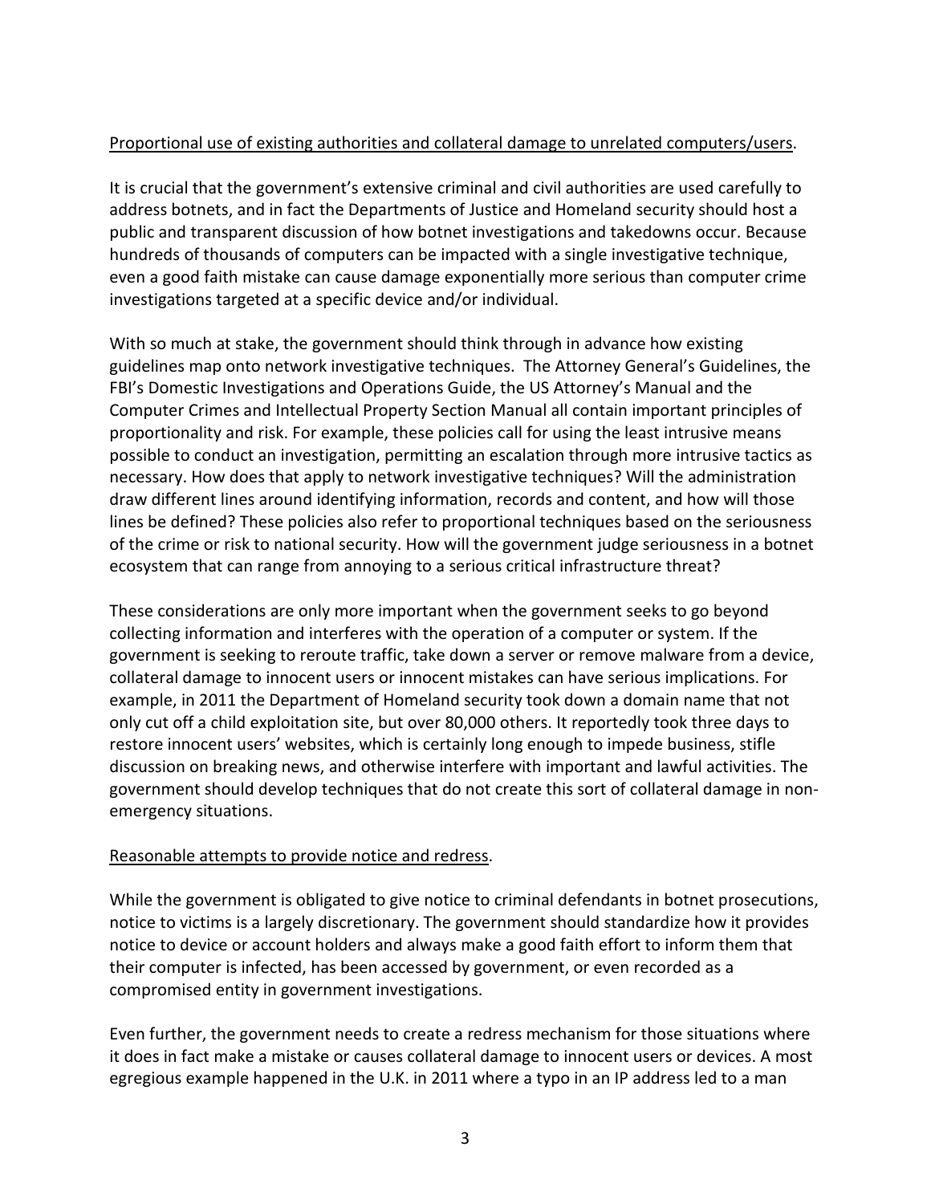<u>Proportional use of existing authorities and collateral damage to unrelated computers/users</u>.

It is crucial that the government's extensive criminal and civil authorities are used carefully to address botnets, and in fact the Departments of Justice and Homeland security should host a public and transparent discussion of how botnet investigations and takedowns occur. Because hundreds of thousands of computers can be impacted with a single investigative technique, even a good faith mistake can cause damage exponentially more serious than computer crime investigations targeted at a specific device and/or individual.

With so much at stake, the government should think through in advance how existing guidelines map onto network investigative techniques. The Attorney General's Guidelines, the FBI's Domestic Investigations and Operations Guide, the US Attorney's Manual and the Computer Crimes and Intellectual Property Section Manual all contain important principles of proportionality and risk. For example, these policies call for using the least intrusive means possible to conduct an investigation, permitting an escalation through more intrusive tactics as necessary. How does that apply to network investigative techniques? Will the administration draw different lines around identifying information, records and content, and how will those lines be defined? These policies also refer to proportional techniques based on the seriousness of the crime or risk to national security. How will the government judge seriousness in a botnet ecosystem that can range from annoying to a serious critical infrastructure threat?

These considerations are only more important when the government seeks to go beyond collecting information and interferes with the operation of a computer or system. If the government is seeking to reroute traffic, take down a server or remove malware from a device, collateral damage to innocent users or innocent mistakes can have serious implications. For example, in 2011 the Department of Homeland security took down a domain name that not only cut off a child exploitation site, but over 80,000 others. It reportedly took three days to restore innocent users' websites, which is certainly long enough to impede business, stifle discussion on breaking news, and otherwise interfere with important and lawful activities. The government should develop techniques that do not create this sort of collateral damage in non-emergency situations.

<u>Reasonable attempts to provide notice and redress</u>.

While the government is obligated to give notice to criminal defendants in botnet prosecutions, notice to victims is a largely discretionary. The government should standardize how it provides notice to device or account holders and always make a good faith effort to inform them that their computer is infected, has been accessed by government, or even recorded as a compromised entity in government investigations.

Even further, the government needs to create a redress mechanism for those situations where it does in fact make a mistake or causes collateral damage to innocent users or devices. A most egregious example happened in the U.K. in 2011 where a typo in an IP address led to a man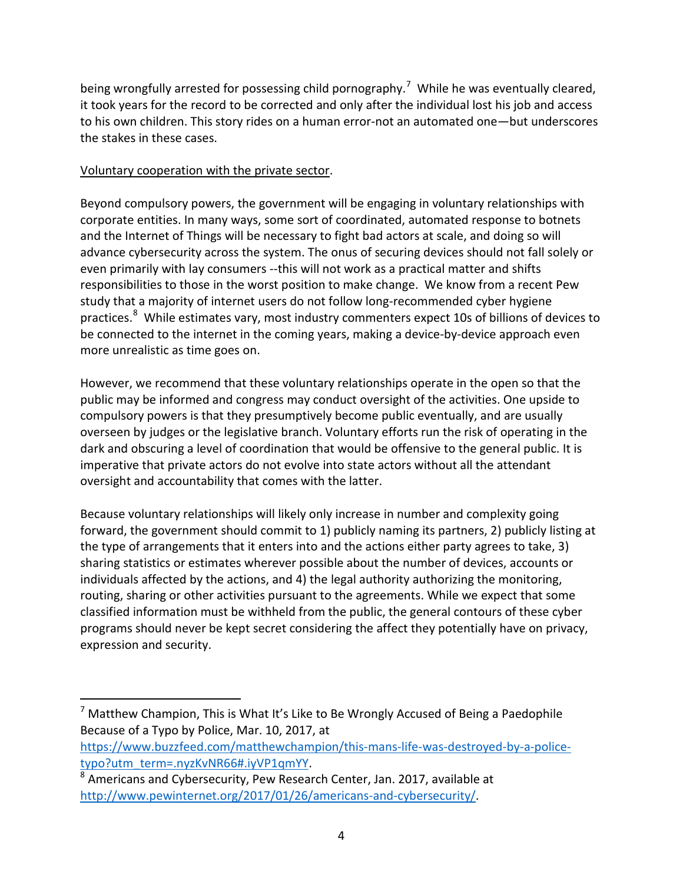being wrongfully arrested for possessing child pornography.[7] While he was eventually cleared, it took years for the record to be corrected and only after the individual lost his job and access to his own children. This story rides on a human error-not an automated one—but underscores the stakes in these cases.

Voluntary cooperation with the private sector.

Beyond compulsory powers, the government will be engaging in voluntary relationships with corporate entities. In many ways, some sort of coordinated, automated response to botnets and the Internet of Things will be necessary to fight bad actors at scale, and doing so will advance cybersecurity across the system. The onus of securing devices should not fall solely or even primarily with lay consumers --this will not work as a practical matter and shifts responsibilities to those in the worst position to make change. We know from a recent Pew study that a majority of internet users do not follow long-recommended cyber hygiene practices.[8] While estimates vary, most industry commenters expect 10s of billions of devices to be connected to the internet in the coming years, making a device-by-device approach even more unrealistic as time goes on.

However, we recommend that these voluntary relationships operate in the open so that the public may be informed and congress may conduct oversight of the activities. One upside to compulsory powers is that they presumptively become public eventually, and are usually overseen by judges or the legislative branch. Voluntary efforts run the risk of operating in the dark and obscuring a level of coordination that would be offensive to the general public. It is imperative that private actors do not evolve into state actors without all the attendant oversight and accountability that comes with the latter.

Because voluntary relationships will likely only increase in number and complexity going forward, the government should commit to 1) publicly naming its partners, 2) publicly listing at the type of arrangements that it enters into and the actions either party agrees to take, 3) sharing statistics or estimates wherever possible about the number of devices, accounts or individuals affected by the actions, and 4) the legal authority authorizing the monitoring, routing, sharing or other activities pursuant to the agreements. While we expect that some classified information must be withheld from the public, the general contours of these cyber programs should never be kept secret considering the affect they potentially have on privacy, expression and security.

---

[7] Matthew Champion, This is What It's Like to Be Wrongly Accused of Being a Paedophile Because of a Typo by Police, Mar. 10, 2017, at https://www.buzzfeed.com/matthewchampion/this-mans-life-was-destroyed-by-a-police-typo?utm_term=.nyzKvNR66#.iyVP1qmYY.

[8] Americans and Cybersecurity, Pew Research Center, Jan. 2017, available at http://www.pewinternet.org/2017/01/26/americans-and-cybersecurity/.